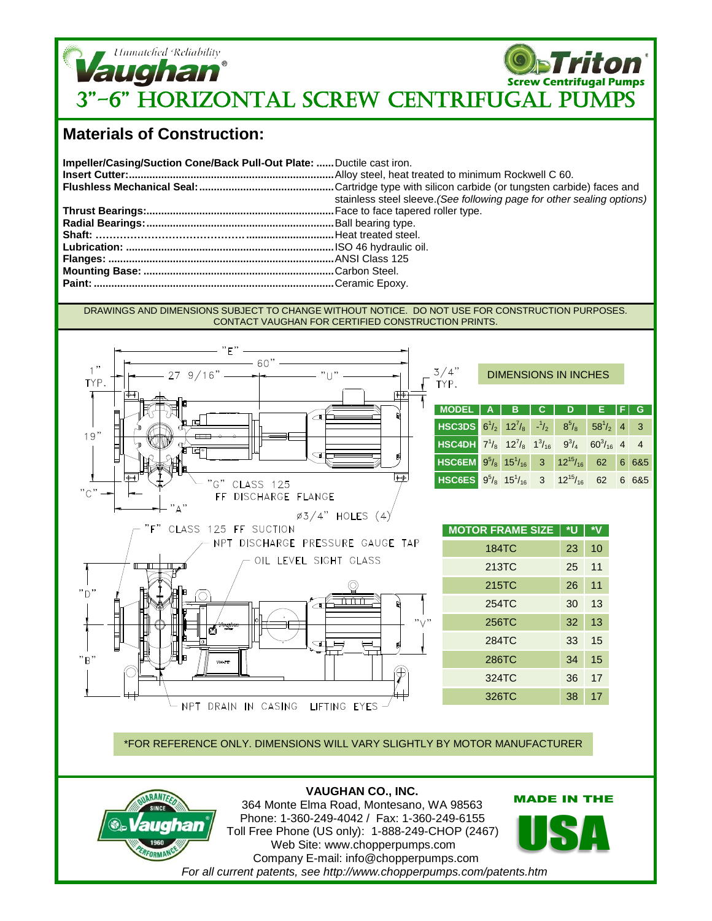Unmatched Reliability

**Vaughan®**

**Triton®**
**Screw Centrifugal Pumps**

# 3"-6" HORIZONTAL SCREW CENTRIFUGAL PUMPS

## Materials of Construction:

**Impeller/Casing/Suction Cone/Back Pull-Out Plate:** ......Ductile cast iron.
**Insert Cutter:**......Alloy steel, heat treated to minimum Rockwell C 60.
**Flushless Mechanical Seal:**......Cartridge type with silicon carbide (or tungsten carbide) faces and stainless steel sleeve.*(See following page for other sealing options)*
**Thrust Bearings:**......Face to face tapered roller type.
**Radial Bearings:**......Ball bearing type.
**Shaft:** ......Heat treated steel.
**Lubrication:** ......ISO 46 hydraulic oil.
**Flanges:** ......ANSI Class 125
**Mounting Base:** ......Carbon Steel.
**Paint:** ......Ceramic Epoxy.

DRAWINGS AND DIMENSIONS SUBJECT TO CHANGE WITHOUT NOTICE. DO NOT USE FOR CONSTRUCTION PURPOSES. CONTACT VAUGHAN FOR CERTIFIED CONSTRUCTION PRINTS.

"E"
60"
1" TYP.
27 9/16"
"U"
3/4" TYP.
19"
"C"
"A"
"G" CLASS 125 FF DISCHARGE FLANGE
Ø3/4" HOLES (4)
"F" CLASS 125 FF SUCTION
NPT DISCHARGE PRESSURE GAUGE TAP
OIL LEVEL SIGHT GLASS
"D"
"V"
"B"
NPT DRAIN IN CASING
LIFTING EYES

DIMENSIONS IN INCHES

| MODEL | A | B | C | D | E | F | G |
|---|---|---|---|---|---|---|---|
| HSC3DS | 6 1/2 | 12 7/8 | -1/2 | 8 5/8 | 58 1/2 | 4 | 3 |
| HSC4DH | 7 1/8 | 12 7/8 | 1 3/16 | 9 3/4 | 60 3/16 | 4 | 4 |
| HSC6EM | 9 5/8 | 15 1/16 | 3 | 12 15/16 | 62 | 6 | 6&5 |
| HSC6ES | 9 5/8 | 15 1/16 | 3 | 12 15/16 | 62 | 6 | 6&5 |

| MOTOR FRAME SIZE | *U | *V |
|---|---|---|
| 184TC | 23 | 10 |
| 213TC | 25 | 11 |
| 215TC | 26 | 11 |
| 254TC | 30 | 13 |
| 256TC | 32 | 13 |
| 284TC | 33 | 15 |
| 286TC | 34 | 15 |
| 324TC | 36 | 17 |
| 326TC | 38 | 17 |

*FOR REFERENCE ONLY. DIMENSIONS WILL VARY SLIGHTLY BY MOTOR MANUFACTURER

GUARANTEED PERFORMANCE SINCE 1960 Vaughan®

**VAUGHAN CO., INC.**
364 Monte Elma Road, Montesano, WA 98563
Phone: 1-360-249-4042 / Fax: 1-360-249-6155
Toll Free Phone (US only): 1-888-249-CHOP (2467)
Web Site: www.chopperpumps.com
Company E-mail: info@chopperpumps.com
*For all current patents, see http://www.chopperpumps.com/patents.htm*

MADE IN THE USA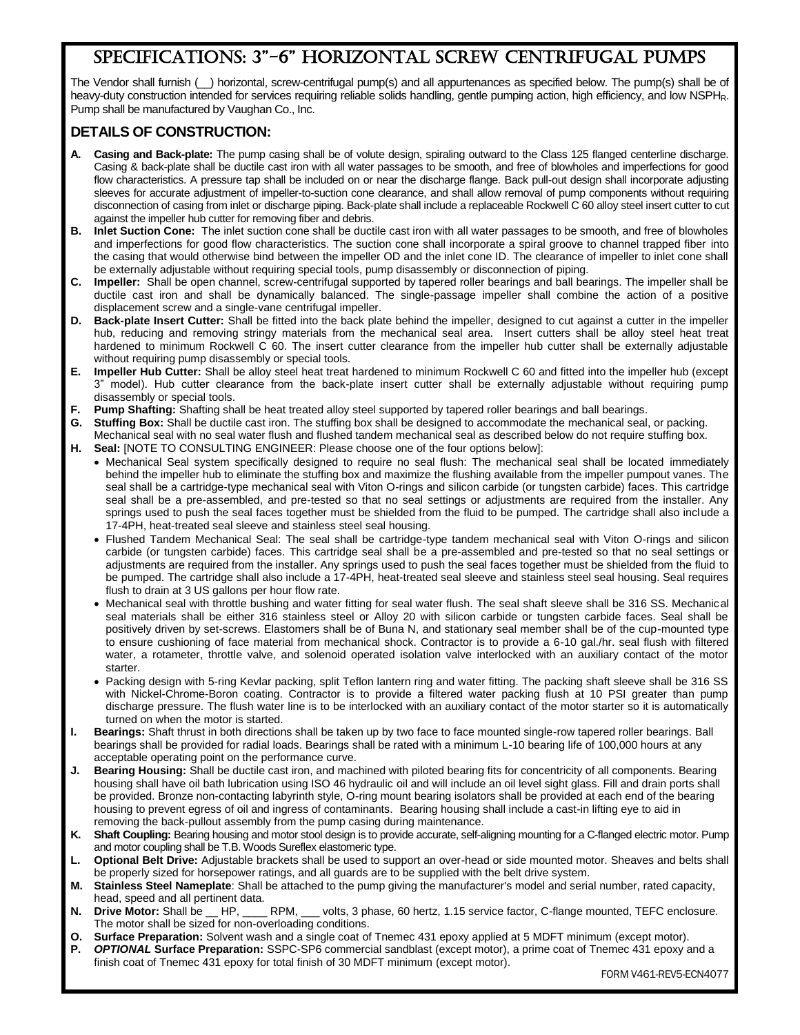# SPECIFICATIONS: 3"-6" HORIZONTAL SCREW CENTRIFUGAL PUMPS

The Vendor shall furnish (__) horizontal, screw-centrifugal pump(s) and all appurtenances as specified below. The pump(s) shall be of heavy-duty construction intended for services requiring reliable solids handling, gentle pumping action, high efficiency, and low $NSPH_R$. Pump shall be manufactured by Vaughan Co., Inc.

## DETAILS OF CONSTRUCTION:

**A. Casing and Back-plate:** The pump casing shall be of volute design, spiraling outward to the Class 125 flanged centerline discharge. Casing & back-plate shall be ductile cast iron with all water passages to be smooth, and free of blowholes and imperfections for good flow characteristics. A pressure tap shall be included on or near the discharge flange. Back pull-out design shall incorporate adjusting sleeves for accurate adjustment of impeller-to-suction cone clearance, and shall allow removal of pump components without requiring disconnection of casing from inlet or discharge piping. Back-plate shall include a replaceable Rockwell C 60 alloy steel insert cutter to cut against the impeller hub cutter for removing fiber and debris.

**B. Inlet Suction Cone:** The inlet suction cone shall be ductile cast iron with all water passages to be smooth, and free of blowholes and imperfections for good flow characteristics. The suction cone shall incorporate a spiral groove to channel trapped fiber into the casing that would otherwise bind between the impeller OD and the inlet cone ID. The clearance of impeller to inlet cone shall be externally adjustable without requiring special tools, pump disassembly or disconnection of piping.

**C. Impeller:** Shall be open channel, screw-centrifugal supported by tapered roller bearings and ball bearings. The impeller shall be ductile cast iron and shall be dynamically balanced. The single-passage impeller shall combine the action of a positive displacement screw and a single-vane centrifugal impeller.

**D. Back-plate Insert Cutter:** Shall be fitted into the back plate behind the impeller, designed to cut against a cutter in the impeller hub, reducing and removing stringy materials from the mechanical seal area. Insert cutters shall be alloy steel heat treat hardened to minimum Rockwell C 60. The insert cutter clearance from the impeller hub cutter shall be externally adjustable without requiring pump disassembly or special tools.

**E. Impeller Hub Cutter:** Shall be alloy steel heat treat hardened to minimum Rockwell C 60 and fitted into the impeller hub (except 3" model). Hub cutter clearance from the back-plate insert cutter shall be externally adjustable without requiring pump disassembly or special tools.

**F. Pump Shafting:** Shafting shall be heat treated alloy steel supported by tapered roller bearings and ball bearings.

**G. Stuffing Box:** Shall be ductile cast iron. The stuffing box shall be designed to accommodate the mechanical seal, or packing. Mechanical seal with no seal water flush and flushed tandem mechanical seal as described below do not require stuffing box.

**H. Seal:** [NOTE TO CONSULTING ENGINEER: Please choose one of the four options below]:

- Mechanical Seal system specifically designed to require no seal flush: The mechanical seal shall be located immediately behind the impeller hub to eliminate the stuffing box and maximize the flushing available from the impeller pumpout vanes. The seal shall be a cartridge-type mechanical seal with Viton O-rings and silicon carbide (or tungsten carbide) faces. This cartridge seal shall be a pre-assembled, and pre-tested so that no seal settings or adjustments are required from the installer. Any springs used to push the seal faces together must be shielded from the fluid to be pumped. The cartridge shall also include a 17-4PH, heat-treated seal sleeve and stainless steel seal housing.
- Flushed Tandem Mechanical Seal: The seal shall be cartridge-type tandem mechanical seal with Viton O-rings and silicon carbide (or tungsten carbide) faces. This cartridge seal shall be a pre-assembled and pre-tested so that no seal settings or adjustments are required from the installer. Any springs used to push the seal faces together must be shielded from the fluid to be pumped. The cartridge shall also include a 17-4PH, heat-treated seal sleeve and stainless steel seal housing. Seal requires flush to drain at 3 US gallons per hour flow rate.
- Mechanical seal with throttle bushing and water fitting for seal water flush. The seal shaft sleeve shall be 316 SS. Mechanical seal materials shall be either 316 stainless steel or Alloy 20 with silicon carbide or tungsten carbide faces. Seal shall be positively driven by set-screws. Elastomers shall be of Buna N, and stationary seal member shall be of the cup-mounted type to ensure cushioning of face material from mechanical shock. Contractor is to provide a 6-10 gal./hr. seal flush with filtered water, a rotameter, throttle valve, and solenoid operated isolation valve interlocked with an auxiliary contact of the motor starter.
- Packing design with 5-ring Kevlar packing, split Teflon lantern ring and water fitting. The packing shaft sleeve shall be 316 SS with Nickel-Chrome-Boron coating. Contractor is to provide a filtered water packing flush at 10 PSI greater than pump discharge pressure. The flush water line is to be interlocked with an auxiliary contact of the motor starter so it is automatically turned on when the motor is started.

**I. Bearings:** Shaft thrust in both directions shall be taken up by two face to face mounted single-row tapered roller bearings. Ball bearings shall be provided for radial loads. Bearings shall be rated with a minimum L-10 bearing life of 100,000 hours at any acceptable operating point on the performance curve.

**J. Bearing Housing:** Shall be ductile cast iron, and machined with piloted bearing fits for concentricity of all components. Bearing housing shall have oil bath lubrication using ISO 46 hydraulic oil and will include an oil level sight glass. Fill and drain ports shall be provided. Bronze non-contacting labyrinth style, O-ring mount bearing isolators shall be provided at each end of the bearing housing to prevent egress of oil and ingress of contaminants. Bearing housing shall include a cast-in lifting eye to aid in removing the back-pullout assembly from the pump casing during maintenance.

**K. Shaft Coupling:** Bearing housing and motor stool design is to provide accurate, self-aligning mounting for a C-flanged electric motor. Pump and motor coupling shall be T.B. Woods Sureflex elastomeric type.

**L. Optional Belt Drive:** Adjustable brackets shall be used to support an over-head or side mounted motor. Sheaves and belts shall be properly sized for horsepower ratings, and all guards are to be supplied with the belt drive system.

**M. Stainless Steel Nameplate**: Shall be attached to the pump giving the manufacturer's model and serial number, rated capacity, head, speed and all pertinent data.

**N. Drive Motor:** Shall be __ HP, ____ RPM, ___ volts, 3 phase, 60 hertz, 1.15 service factor, C-flange mounted, TEFC enclosure. The motor shall be sized for non-overloading conditions.

**O. Surface Preparation:** Solvent wash and a single coat of Tnemec 431 epoxy applied at 5 MDFT minimum (except motor).

**P. *OPTIONAL* Surface Preparation:** SSPC-SP6 commercial sandblast (except motor), a prime coat of Tnemec 431 epoxy and a finish coat of Tnemec 431 epoxy for total finish of 30 MDFT minimum (except motor).

FORM V461-REV5-ECN4077